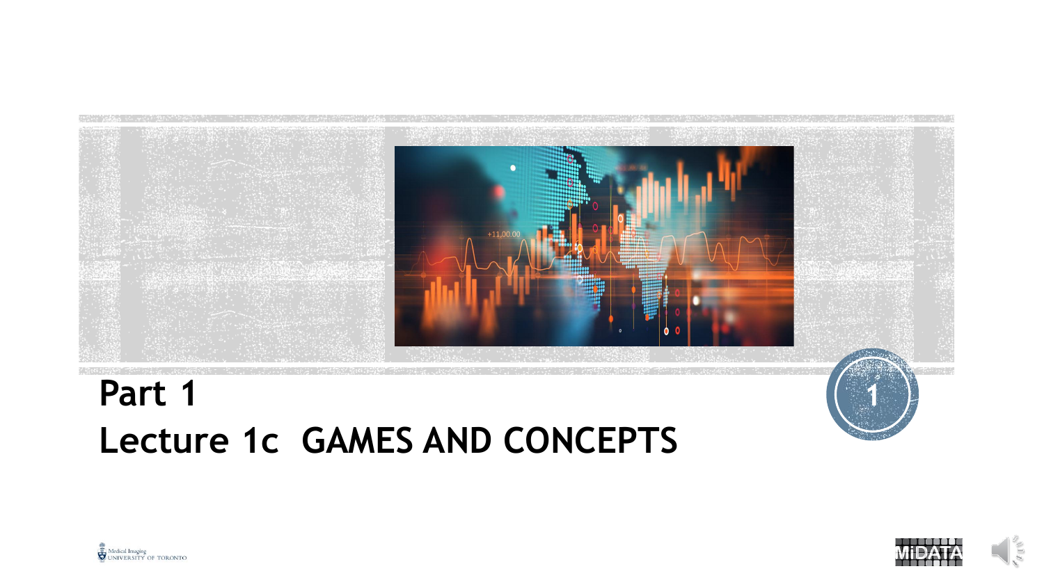# Part 1
# Lecture 1c GAMES AND CONCEPTS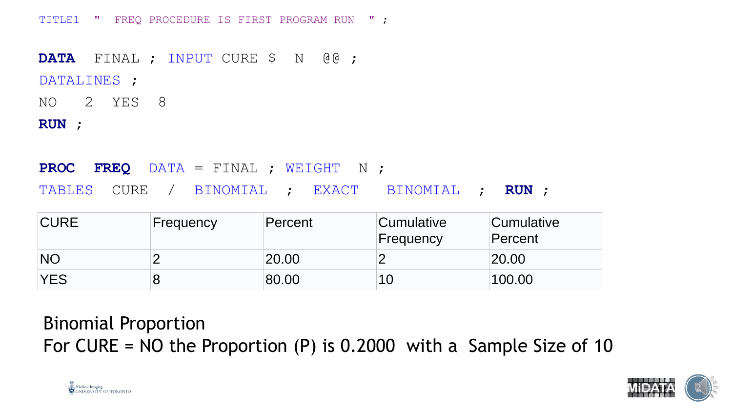```
TITLE1  "  FREQ PROCEDURE IS FIRST PROGRAM RUN  " ;

DATA  FINAL ; INPUT CURE $  N  @@ ;
DATALINES ;
NO   2  YES  8
RUN ;

PROC  FREQ  DATA = FINAL ; WEIGHT  N ;
TABLES  CURE  /  BINOMIAL  ;  EXACT  BINOMIAL  ;  RUN ;
```

| CURE | Frequency | Percent | Cumulative Frequency | Cumulative Percent |
|---|---|---|---|---|
| NO | 2 | 20.00 | 2 | 20.00 |
| YES | 8 | 80.00 | 10 | 100.00 |

Binomial Proportion

For CURE = NO the Proportion (P) is 0.2000 with a Sample Size of 10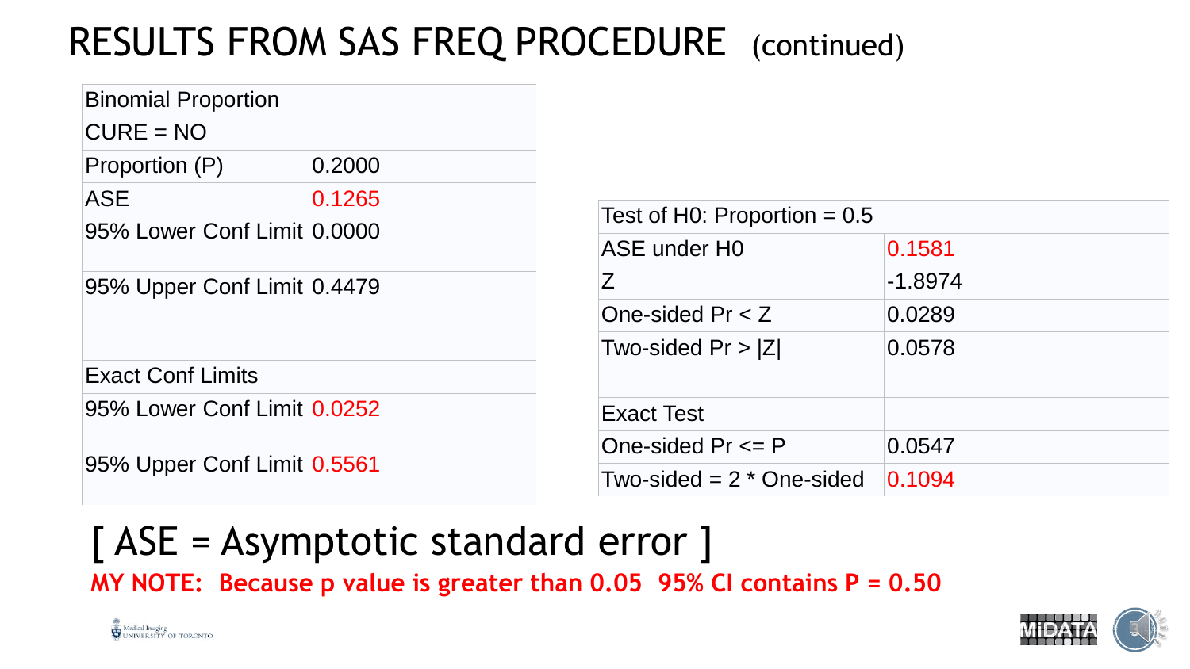# RESULTS FROM SAS FREQ PROCEDURE (continued)

| Binomial Proportion | |
|---|---|
| CURE = NO | |
| Proportion (P) | 0.2000 |
| ASE | 0.1265 |
| 95% Lower Conf Limit | 0.0000 |
| 95% Upper Conf Limit | 0.4479 |
| | |
| Exact Conf Limits | |
| 95% Lower Conf Limit | 0.0252 |
| 95% Upper Conf Limit | 0.5561 |

| Test of H0: Proportion = 0.5 | |
|---|---|
| ASE under H0 | 0.1581 |
| Z | -1.8974 |
| One-sided Pr < Z | 0.0289 |
| Two-sided Pr > \|Z\| | 0.0578 |
| | |
| Exact Test | |
| One-sided Pr <= P | 0.0547 |
| Two-sided = 2 * One-sided | 0.1094 |

[ ASE = Asymptotic standard error ]

**MY NOTE: Because p value is greater than 0.05 95% CI contains P = 0.50**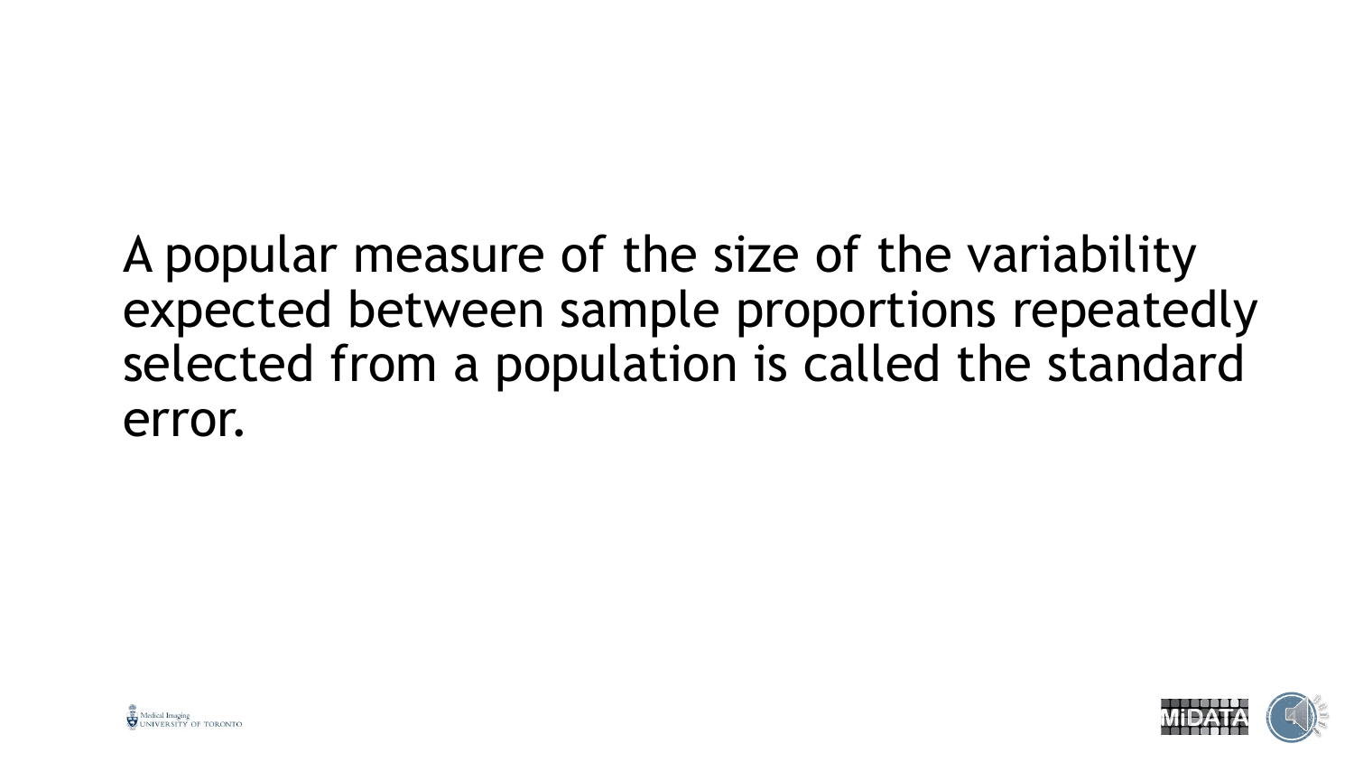A popular measure of the size of the variability expected between sample proportions repeatedly selected from a population is called the standard error.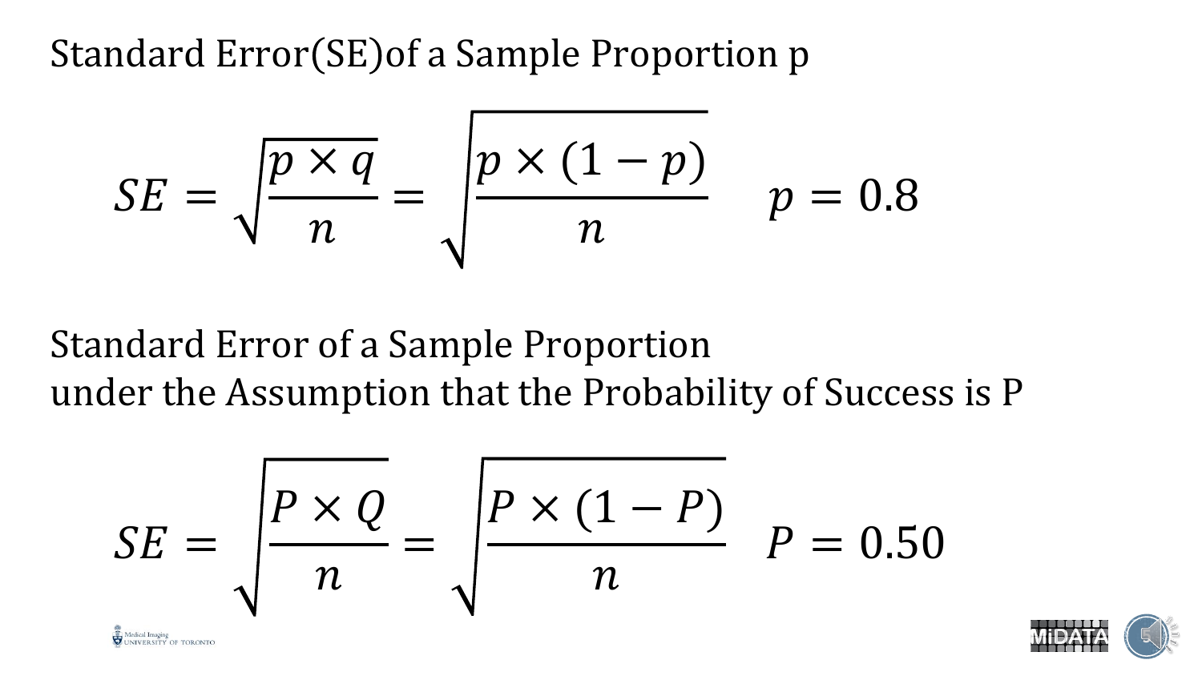Standard Error(SE)of a Sample Proportion p

$$SE = \sqrt{\frac{p \times q}{n}} = \sqrt{\frac{p \times (1 - p)}{n}} \quad p = 0.8$$

Standard Error of a Sample Proportion
under the Assumption that the Probability of Success is P

$$SE = \sqrt{\frac{P \times Q}{n}} = \sqrt{\frac{P \times (1 - P)}{n}} \quad P = 0.50$$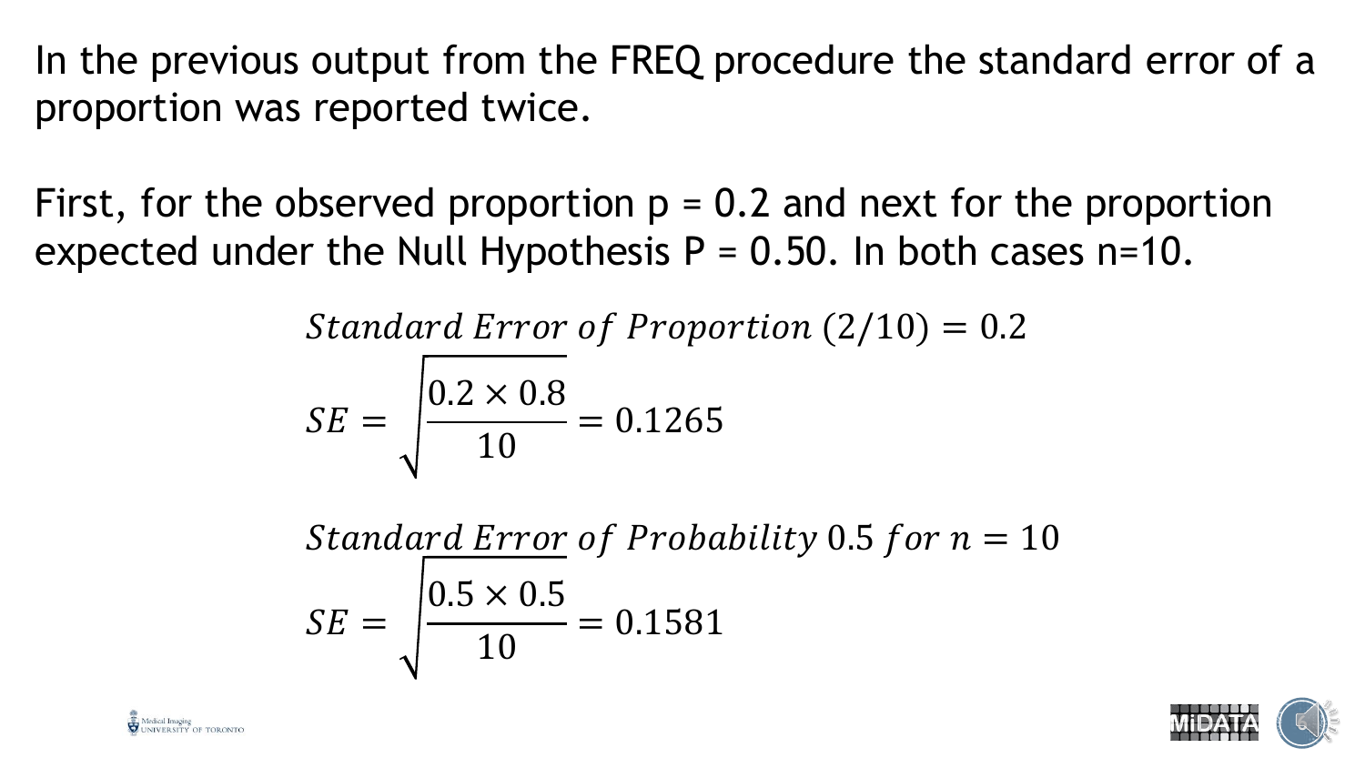In the previous output from the FREQ procedure the standard error of a proportion was reported twice.

First, for the observed proportion p = 0.2 and next for the proportion expected under the Null Hypothesis P = 0.50. In both cases n=10.

$$Standard\ Error\ of\ Proportion\ (2/10) = 0.2$$

$$SE = \sqrt{\frac{0.2 \times 0.8}{10}} = 0.1265$$

$$Standard\ Error\ of\ Probability\ 0.5\ for\ n = 10$$

$$SE = \sqrt{\frac{0.5 \times 0.5}{10}} = 0.1581$$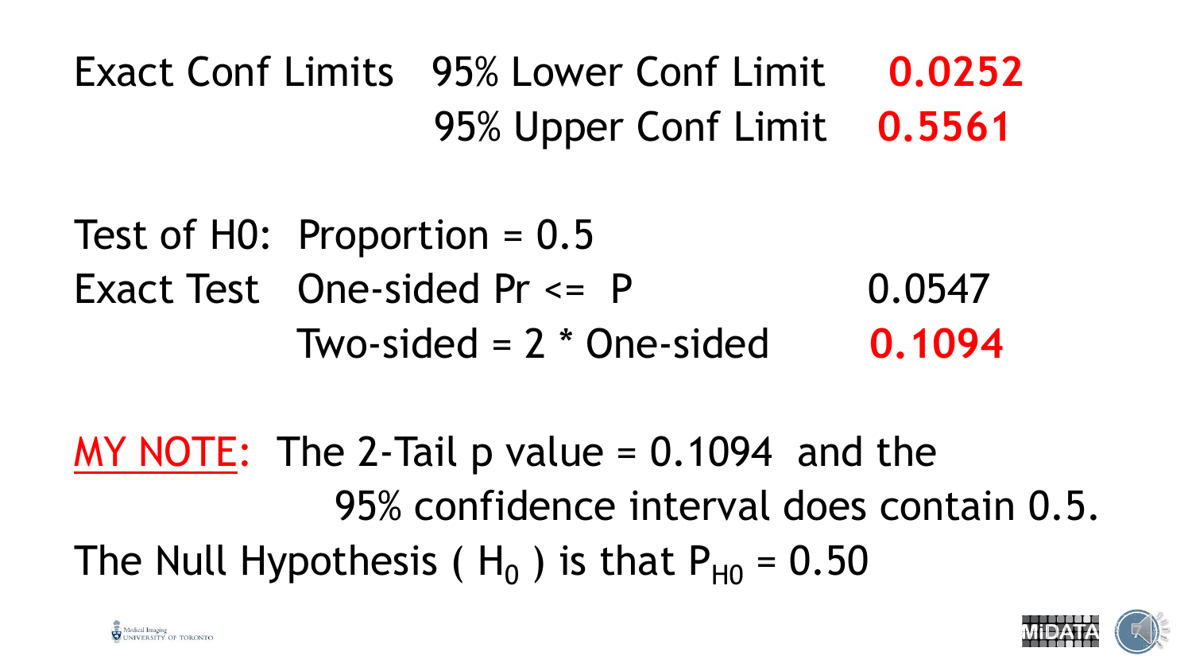| | | |
|---|---|---|
| Exact Conf Limits | 95% Lower Conf Limit | **0.0252** |
| | 95% Upper Conf Limit | **0.5561** |

Test of H0: Proportion = 0.5

| | | |
|---|---|---|
| Exact Test | One-sided Pr <= P | 0.0547 |
| | Two-sided = 2 * One-sided | **0.1094** |

MY NOTE: The 2-Tail p value = 0.1094 and the 95% confidence interval does contain 0.5.

The Null Hypothesis ( $H_0$ ) is that $P_{H0} = 0.50$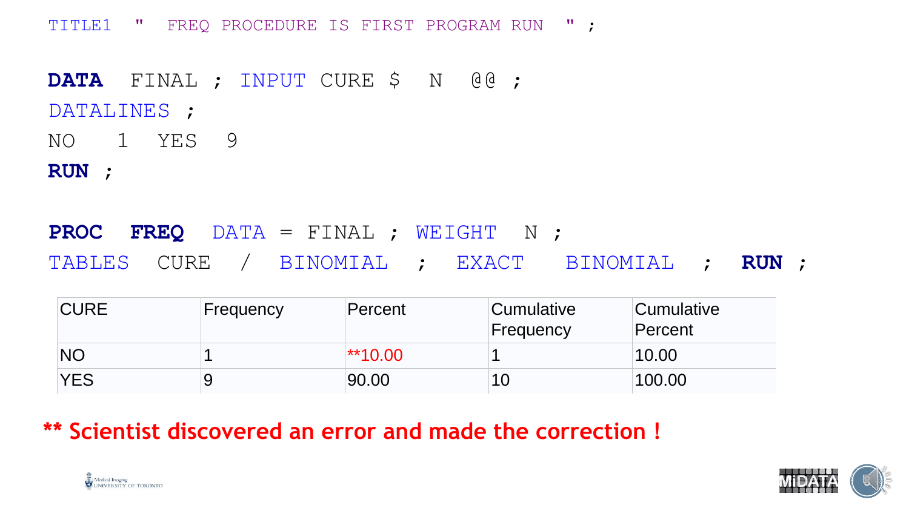```
TITLE1  "  FREQ PROCEDURE IS FIRST PROGRAM RUN  " ;

DATA  FINAL ; INPUT CURE $  N  @@ ;
DATALINES ;
NO   1  YES  9
RUN ;

PROC  FREQ  DATA = FINAL ; WEIGHT  N ;
TABLES  CURE  /  BINOMIAL  ;  EXACT  BINOMIAL  ;  RUN ;
```

| CURE | Frequency | Percent | Cumulative Frequency | Cumulative Percent |
|---|---|---|---|---|
| NO | 1 | **10.00 | 1 | 10.00 |
| YES | 9 | 90.00 | 10 | 100.00 |

** Scientist discovered an error and made the correction !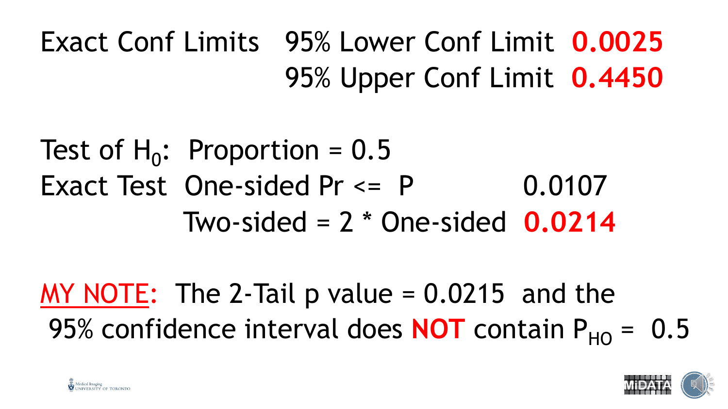Exact Conf Limits

| | | |
|---|---|---|
| Exact Conf Limits | 95% Lower Conf Limit | **0.0025** |
| | 95% Upper Conf Limit | **0.4450** |

Test of $H_0$: Proportion = 0.5

| | | |
|---|---|---|
| Exact Test | One-sided Pr <= P | 0.0107 |
| | Two-sided = 2 * One-sided | **0.0214** |

MY NOTE: The 2-Tail p value = 0.0215 and the 95% confidence interval does **NOT** contain $P_{HO}$ = 0.5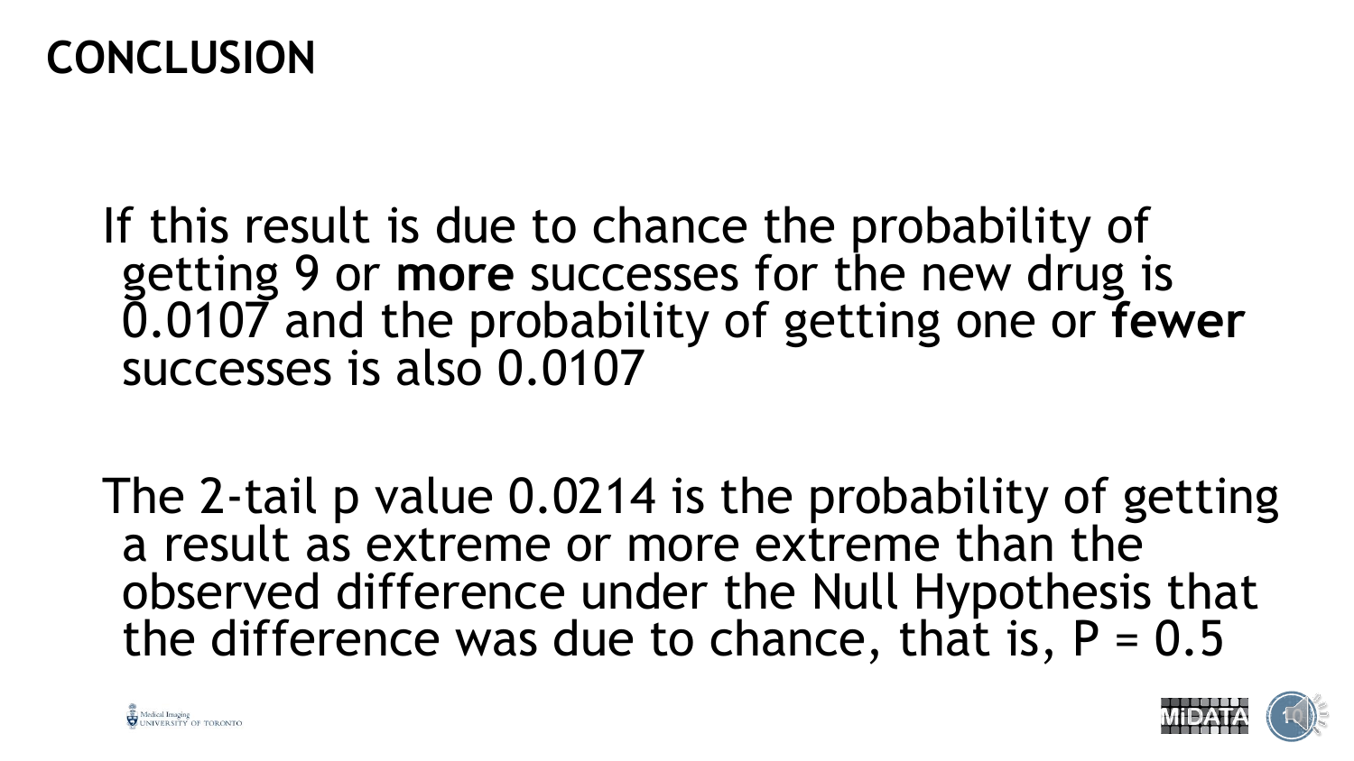# CONCLUSION

If this result is due to chance the probability of getting 9 or **more** successes for the new drug is 0.0107 and the probability of getting one or **fewer** successes is also 0.0107

The 2-tail p value 0.0214 is the probability of getting a result as extreme or more extreme than the observed difference under the Null Hypothesis that the difference was due to chance, that is, $P = 0.5$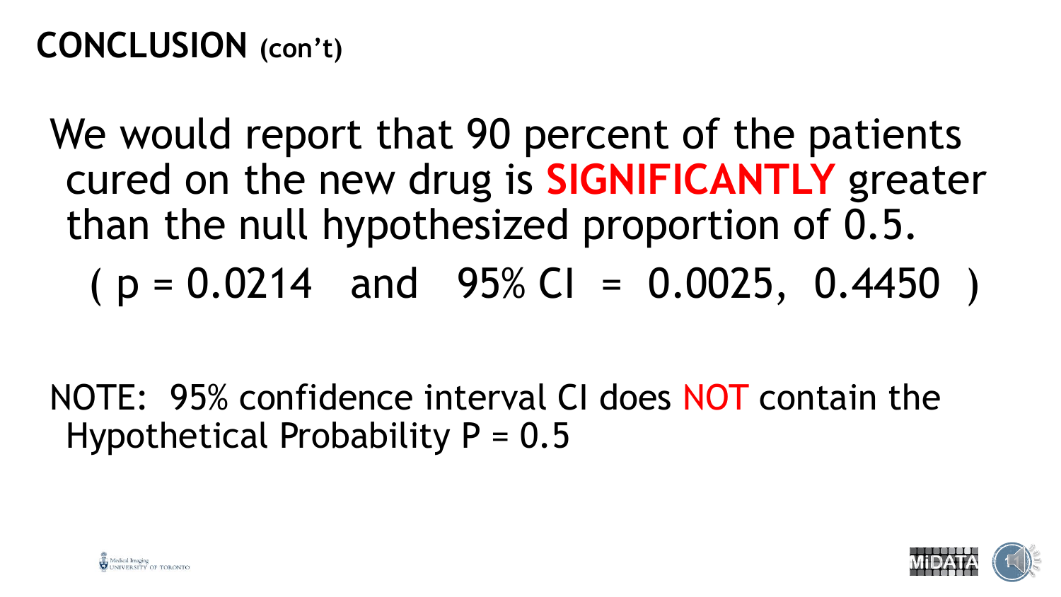# CONCLUSION (con't)

We would report that 90 percent of the patients cured on the new drug is **SIGNIFICANTLY** greater than the null hypothesized proportion of 0.5.

( $p = 0.0214$ and 95% CI = 0.0025, 0.4450 )

NOTE: 95% confidence interval CI does NOT contain the Hypothetical Probability $P = 0.5$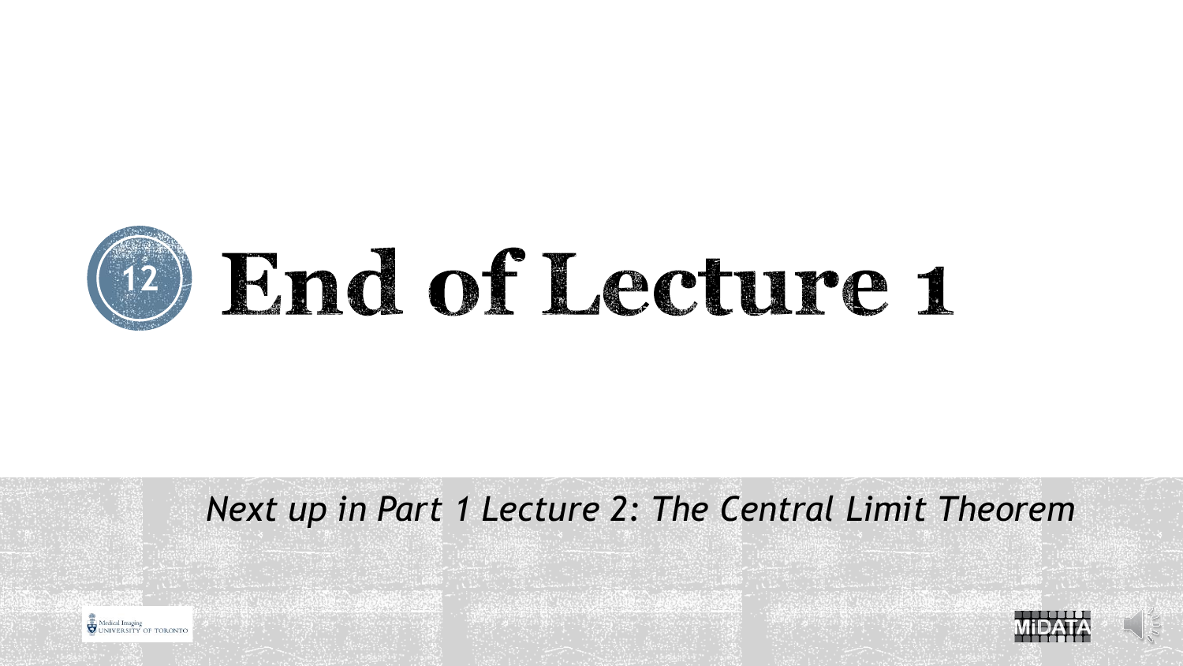# End of Lecture 1

*Next up in Part 1 Lecture 2: The Central Limit Theorem*